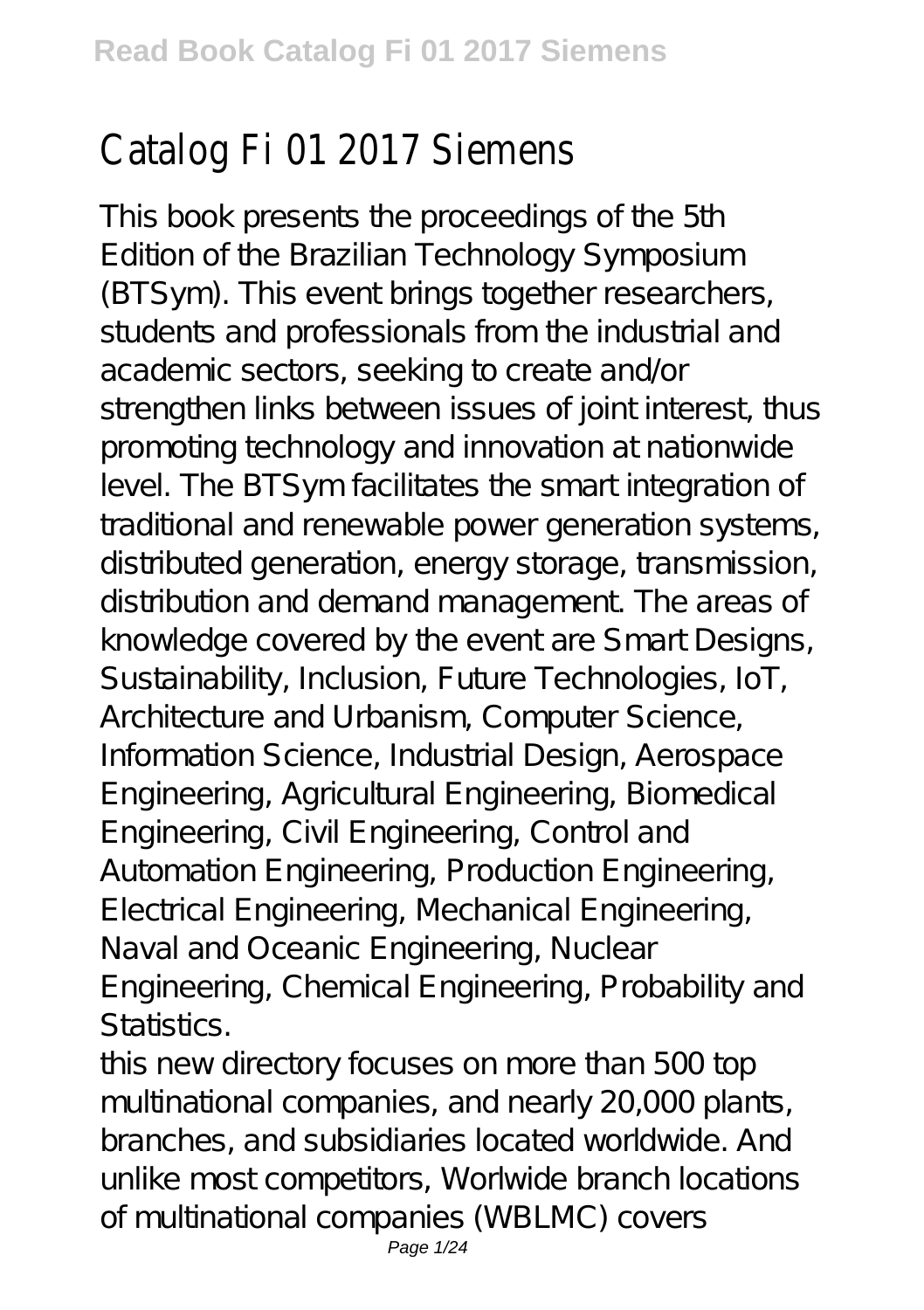# Catalog Fi 01 2017 Siemens

This book presents the proceedings of the 5th Edition of the Brazilian Technology Symposium (BTSym). This event brings together researchers, students and professionals from the industrial and academic sectors, seeking to create and/or strengthen links between issues of joint interest, thus promoting technology and innovation at nationwide level. The BTSym facilitates the smart integration of traditional and renewable power generation systems, distributed generation, energy storage, transmission, distribution and demand management. The areas of knowledge covered by the event are Smart Designs, Sustainability, Inclusion, Future Technologies, IoT, Architecture and Urbanism, Computer Science, Information Science, Industrial Design, Aerospace Engineering, Agricultural Engineering, Biomedical Engineering, Civil Engineering, Control and Automation Engineering, Production Engineering, Electrical Engineering, Mechanical Engineering, Naval and Oceanic Engineering, Nuclear Engineering, Chemical Engineering, Probability and Statistics.

this new directory focuses on more than 500 top multinational companies, and nearly 20,000 plants, branches, and subsidiaries located worldwide. And unlike most competitors, Worlwide branch locations of multinational companies (WBLMC) covers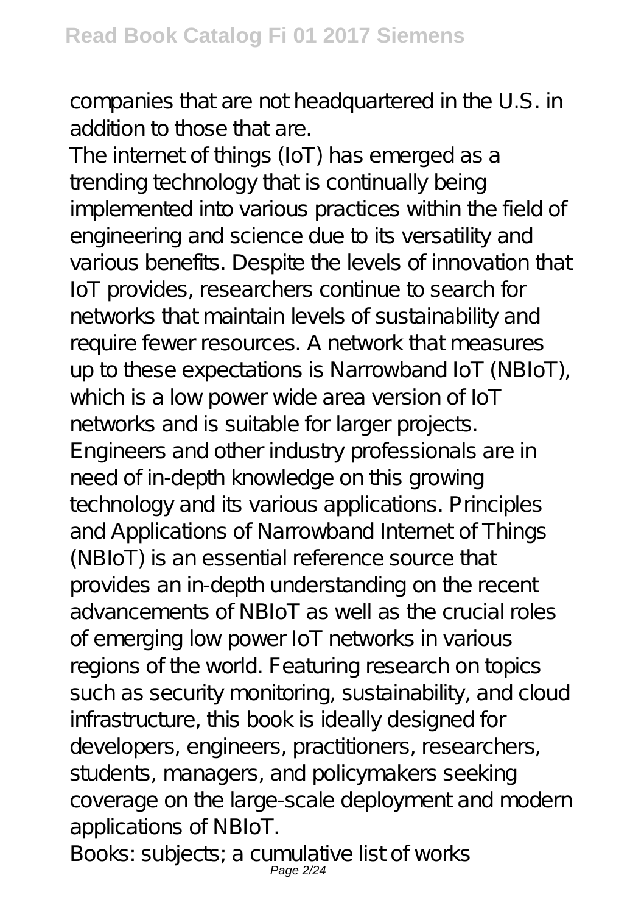companies that are not headquartered in the U.S. in addition to those that are.

The internet of things (IoT) has emerged as a trending technology that is continually being implemented into various practices within the field of engineering and science due to its versatility and various benefits. Despite the levels of innovation that IoT provides, researchers continue to search for networks that maintain levels of sustainability and require fewer resources. A network that measures up to these expectations is Narrowband IoT (NBIoT), which is a low power wide area version of IoT networks and is suitable for larger projects. Engineers and other industry professionals are in need of in-depth knowledge on this growing technology and its various applications. Principles and Applications of Narrowband Internet of Things (NBIoT) is an essential reference source that provides an in-depth understanding on the recent advancements of NBIoT as well as the crucial roles of emerging low power IoT networks in various regions of the world. Featuring research on topics such as security monitoring, sustainability, and cloud infrastructure, this book is ideally designed for developers, engineers, practitioners, researchers, students, managers, and policymakers seeking coverage on the large-scale deployment and modern applications of NBIoT.

Books: subjects; a cumulative list of works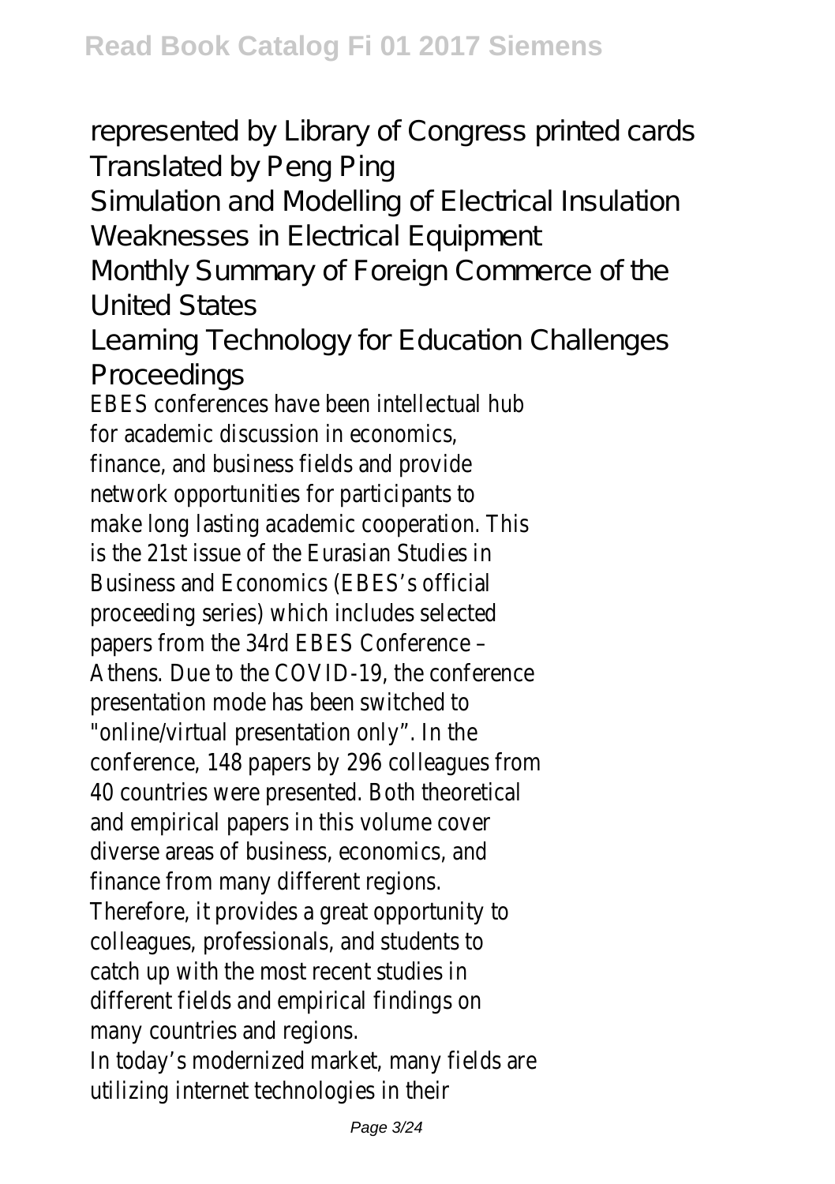represented by Library of Congress printed cards
Translated by Peng Ping
Simulation and Modelling of Electrical Insulation Weaknesses in Electrical Equipment
Monthly Summary of Foreign Commerce of the United States
Learning Technology for Education Challenges
Proceedings

EBES conferences have been intellectual hub for academic discussion in economics, finance, and business fields and provide network opportunities for participants to make long lasting academic cooperation. This is the 21st issue of the Eurasian Studies in Business and Economics (EBES's official proceeding series) which includes selected papers from the 34rd EBES Conference – Athens. Due to the COVID-19, the conference presentation mode has been switched to "online/virtual presentation only". In the conference, 148 papers by 296 colleagues from 40 countries were presented. Both theoretical and empirical papers in this volume cover diverse areas of business, economics, and finance from many different regions. Therefore, it provides a great opportunity to colleagues, professionals, and students to catch up with the most recent studies in different fields and empirical findings on many countries and regions.

In today's modernized market, many fields are utilizing internet technologies in their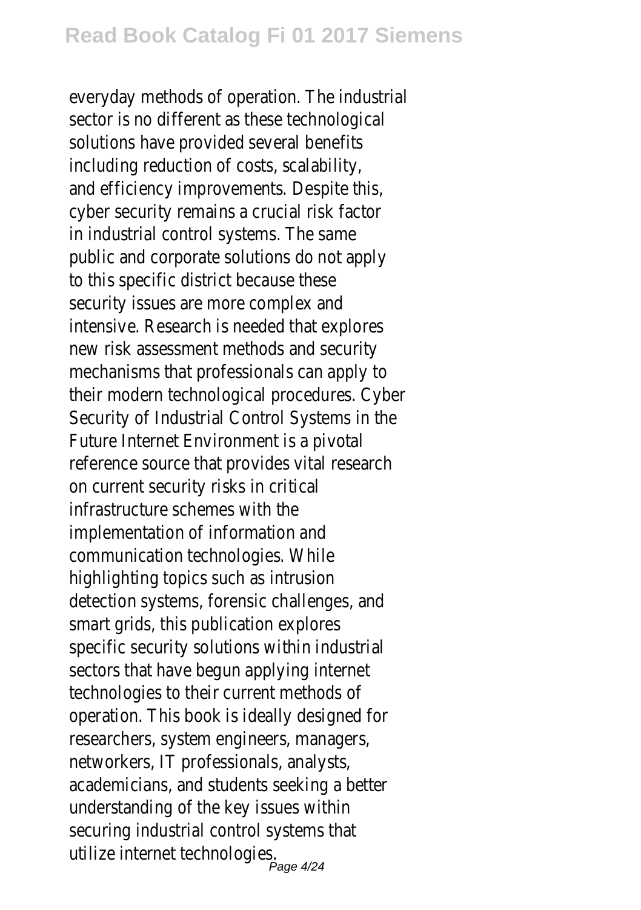everyday methods of operation. The industrial sector is no different as these technological solutions have provided several benefits including reduction of costs, scalability, and efficiency improvements. Despite this, cyber security remains a crucial risk factor in industrial control systems. The same public and corporate solutions do not apply to this specific district because these security issues are more complex and intensive. Research is needed that explores new risk assessment methods and security mechanisms that professionals can apply to their modern technological procedures. Cyber Security of Industrial Control Systems in the Future Internet Environment is a pivotal reference source that provides vital research on current security risks in critical infrastructure schemes with the implementation of information and communication technologies. While highlighting topics such as intrusion detection systems, forensic challenges, and smart grids, this publication explores specific security solutions within industrial sectors that have begun applying internet technologies to their current methods of operation. This book is ideally designed for researchers, system engineers, managers, networkers, IT professionals, analysts, academicians, and students seeking a better understanding of the key issues within securing industrial control systems that utilize internet technologies.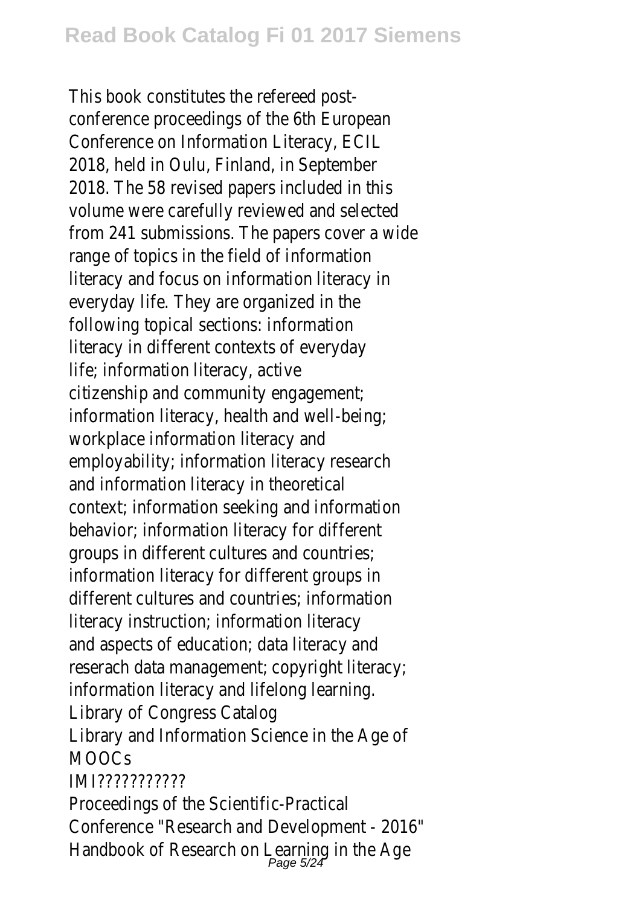This book constitutes the refereed post-conference proceedings of the 6th European Conference on Information Literacy, ECIL 2018, held in Oulu, Finland, in September 2018. The 58 revised papers included in this volume were carefully reviewed and selected from 241 submissions. The papers cover a wide range of topics in the field of information literacy and focus on information literacy in everyday life. They are organized in the following topical sections: information literacy in different contexts of everyday life; information literacy, active citizenship and community engagement; information literacy, health and well-being; workplace information literacy and employability; information literacy research and information literacy in theoretical context; information seeking and information behavior; information literacy for different groups in different cultures and countries; information literacy for different groups in different cultures and countries; information literacy instruction; information literacy and aspects of education; data literacy and reserach data management; copyright literacy; information literacy and lifelong learning.

Library of Congress Catalog

Library and Information Science in the Age of MOOCs

IMI???????????

Proceedings of the Scientific-Practical Conference "Research and Development - 2016"

Handbook of Research on Learning in the Age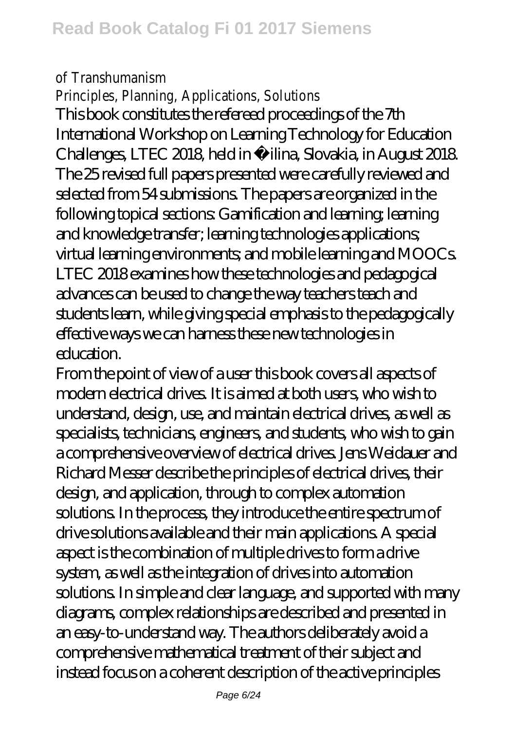of Transhumanism

Principles, Planning, Applications, Solutions

This book constitutes the refereed proceedings of the 7th International Workshop on Learning Technology for Education Challenges, LTEC 2018, held in Žilina, Slovakia, in August 2018. The 25 revised full papers presented were carefully reviewed and selected from 54 submissions. The papers are organized in the following topical sections: Gamification and learning; learning and knowledge transfer; learning technologies applications; virtual learning environments; and mobile learning and MOOCs. LTEC 2018 examines how these technologies and pedagogical advances can be used to change the way teachers teach and students learn, while giving special emphasis to the pedagogically effective ways we can harness these new technologies in education.

From the point of view of a user this book covers all aspects of modern electrical drives. It is aimed at both users, who wish to understand, design, use, and maintain electrical drives, as well as specialists, technicians, engineers, and students, who wish to gain a comprehensive overview of electrical drives. Jens Weidauer and Richard Messer describe the principles of electrical drives, their design, and application, through to complex automation solutions. In the process, they introduce the entire spectrum of drive solutions available and their main applications. A special aspect is the combination of multiple drives to form a drive system, as well as the integration of drives into automation solutions. In simple and clear language, and supported with many diagrams, complex relationships are described and presented in an easy-to-understand way. The authors deliberately avoid a comprehensive mathematical treatment of their subject and instead focus on a coherent description of the active principles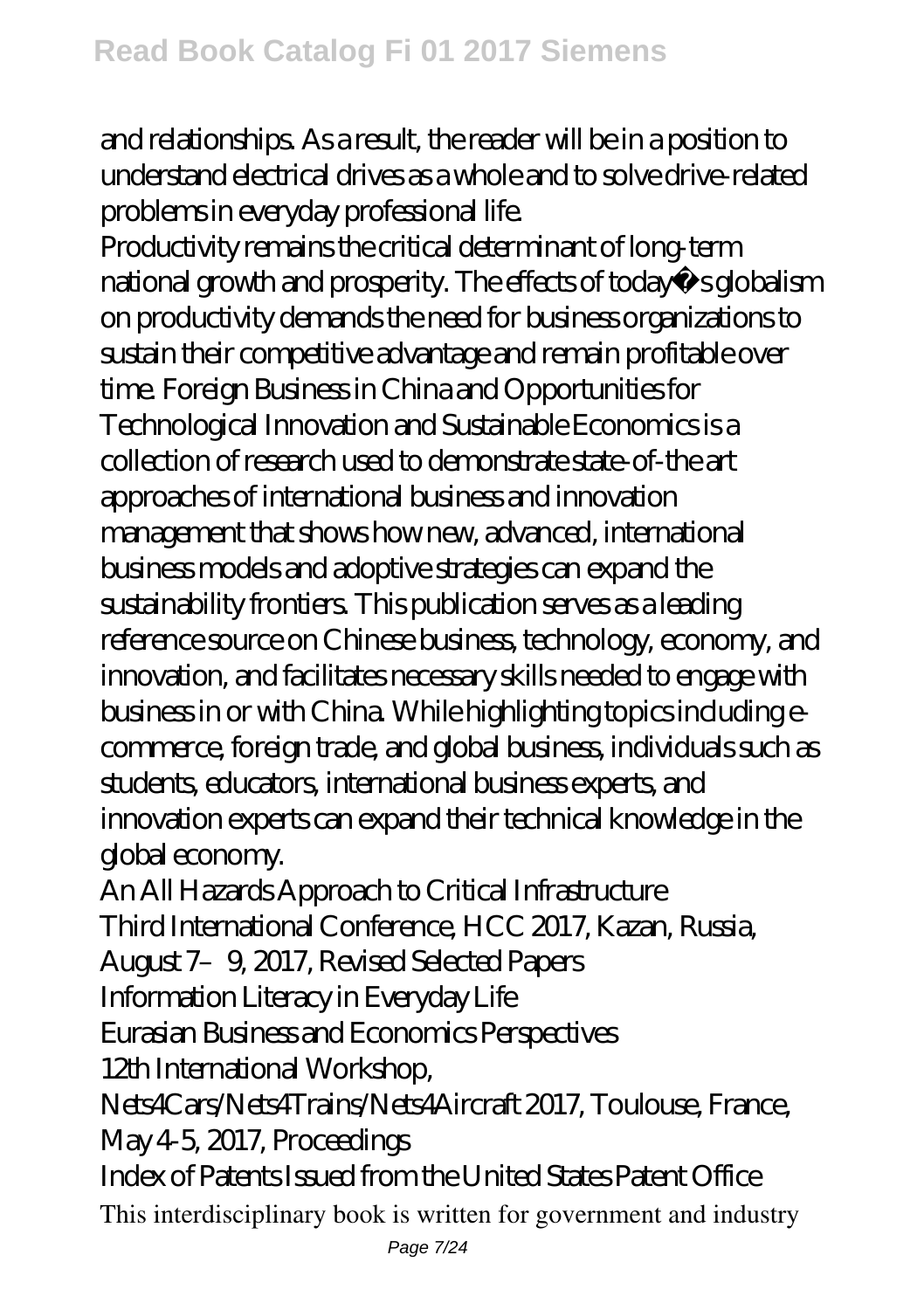and relationships. As a result, the reader will be in a position to understand electrical drives as a whole and to solve drive-related problems in everyday professional life.

Productivity remains the critical determinant of long-term national growth and prosperity. The effects of today�s globalism on productivity demands the need for business organizations to sustain their competitive advantage and remain profitable over time. Foreign Business in China and Opportunities for Technological Innovation and Sustainable Economics is a collection of research used to demonstrate state-of-the art approaches of international business and innovation management that shows how new, advanced, international business models and adoptive strategies can expand the sustainability frontiers. This publication serves as a leading reference source on Chinese business, technology, economy, and innovation, and facilitates necessary skills needed to engage with business in or with China. While highlighting topics including e-commerce, foreign trade, and global business, individuals such as students, educators, international business experts, and innovation experts can expand their technical knowledge in the global economy.

An All Hazards Approach to Critical Infrastructure

Third International Conference, HCC 2017, Kazan, Russia, August 7–9, 2017, Revised Selected Papers

Information Literacy in Everyday Life

Eurasian Business and Economics Perspectives

12th International Workshop, Nets4Cars/Nets4Trains/Nets4Aircraft 2017, Toulouse, France, May 4-5, 2017, Proceedings

Index of Patents Issued from the United States Patent Office

This interdisciplinary book is written for government and industry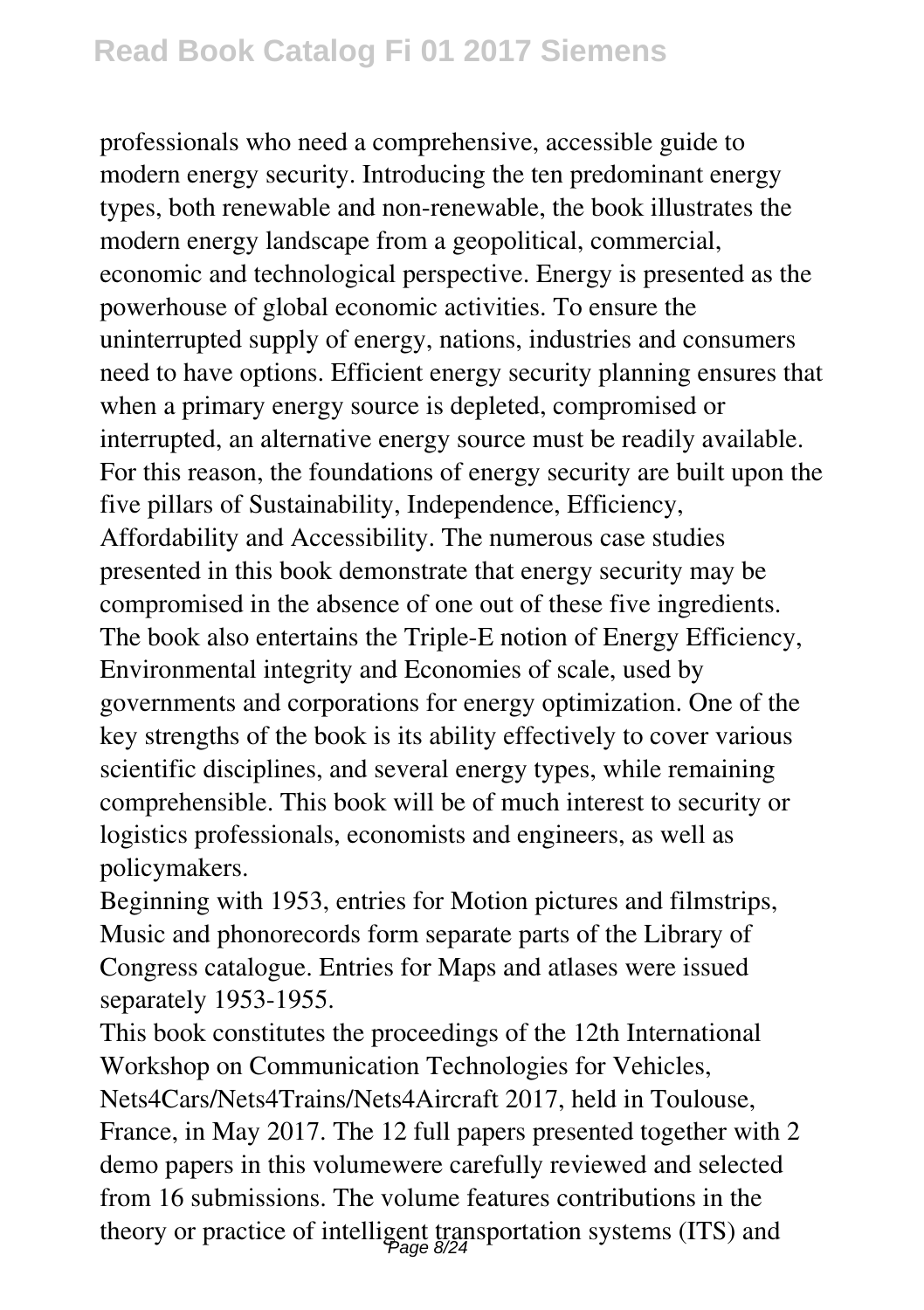professionals who need a comprehensive, accessible guide to modern energy security. Introducing the ten predominant energy types, both renewable and non-renewable, the book illustrates the modern energy landscape from a geopolitical, commercial, economic and technological perspective. Energy is presented as the powerhouse of global economic activities. To ensure the uninterrupted supply of energy, nations, industries and consumers need to have options. Efficient energy security planning ensures that when a primary energy source is depleted, compromised or interrupted, an alternative energy source must be readily available. For this reason, the foundations of energy security are built upon the five pillars of Sustainability, Independence, Efficiency, Affordability and Accessibility. The numerous case studies presented in this book demonstrate that energy security may be compromised in the absence of one out of these five ingredients. The book also entertains the Triple-E notion of Energy Efficiency, Environmental integrity and Economies of scale, used by governments and corporations for energy optimization. One of the key strengths of the book is its ability effectively to cover various scientific disciplines, and several energy types, while remaining comprehensible. This book will be of much interest to security or logistics professionals, economists and engineers, as well as policymakers.

Beginning with 1953, entries for Motion pictures and filmstrips, Music and phonorecords form separate parts of the Library of Congress catalogue. Entries for Maps and atlases were issued separately 1953-1955.

This book constitutes the proceedings of the 12th International Workshop on Communication Technologies for Vehicles, Nets4Cars/Nets4Trains/Nets4Aircraft 2017, held in Toulouse, France, in May 2017. The 12 full papers presented together with 2 demo papers in this volumewere carefully reviewed and selected from 16 submissions. The volume features contributions in the theory or practice of intelligent transportation systems (ITS) and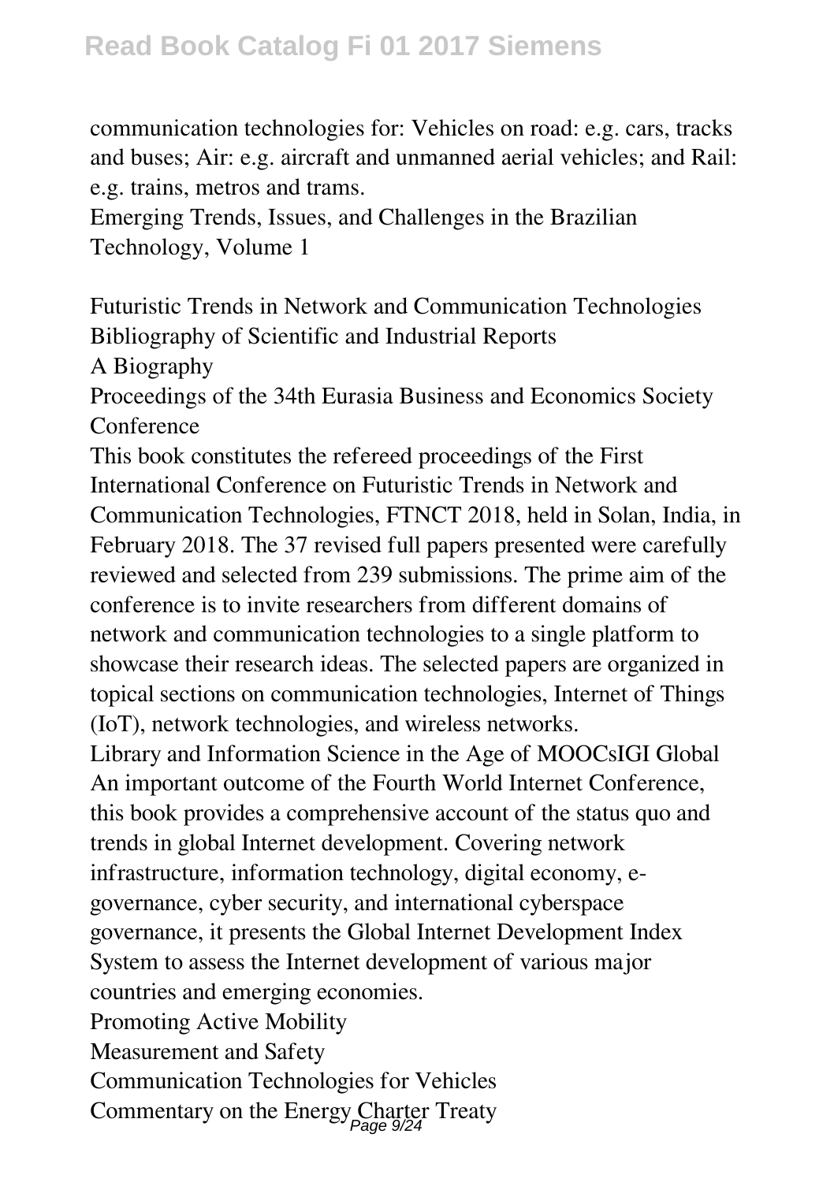communication technologies for: Vehicles on road: e.g. cars, tracks and buses; Air: e.g. aircraft and unmanned aerial vehicles; and Rail: e.g. trains, metros and trams.

Emerging Trends, Issues, and Challenges in the Brazilian Technology, Volume 1

Futuristic Trends in Network and Communication Technologies

Bibliography of Scientific and Industrial Reports

A Biography

Proceedings of the 34th Eurasia Business and Economics Society Conference

This book constitutes the refereed proceedings of the First International Conference on Futuristic Trends in Network and Communication Technologies, FTNCT 2018, held in Solan, India, in February 2018. The 37 revised full papers presented were carefully reviewed and selected from 239 submissions. The prime aim of the conference is to invite researchers from different domains of network and communication technologies to a single platform to showcase their research ideas. The selected papers are organized in topical sections on communication technologies, Internet of Things (IoT), network technologies, and wireless networks.

Library and Information Science in the Age of MOOCsIGI Global

An important outcome of the Fourth World Internet Conference, this book provides a comprehensive account of the status quo and trends in global Internet development. Covering network infrastructure, information technology, digital economy, e-governance, cyber security, and international cyberspace governance, it presents the Global Internet Development Index System to assess the Internet development of various major countries and emerging economies.

Promoting Active Mobility

Measurement and Safety

Communication Technologies for Vehicles

Commentary on the Energy Charter Treaty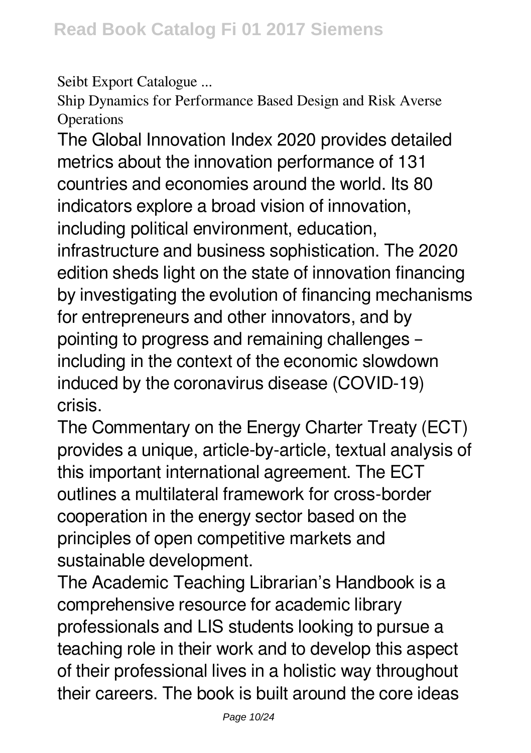Seibt Export Catalogue ...

Ship Dynamics for Performance Based Design and Risk Averse Operations

The Global Innovation Index 2020 provides detailed metrics about the innovation performance of 131 countries and economies around the world. Its 80 indicators explore a broad vision of innovation, including political environment, education, infrastructure and business sophistication. The 2020 edition sheds light on the state of innovation financing by investigating the evolution of financing mechanisms for entrepreneurs and other innovators, and by pointing to progress and remaining challenges – including in the context of the economic slowdown induced by the coronavirus disease (COVID-19) crisis.

The Commentary on the Energy Charter Treaty (ECT) provides a unique, article-by-article, textual analysis of this important international agreement. The ECT outlines a multilateral framework for cross-border cooperation in the energy sector based on the principles of open competitive markets and sustainable development.

The Academic Teaching Librarian's Handbook is a comprehensive resource for academic library professionals and LIS students looking to pursue a teaching role in their work and to develop this aspect of their professional lives in a holistic way throughout their careers. The book is built around the core ideas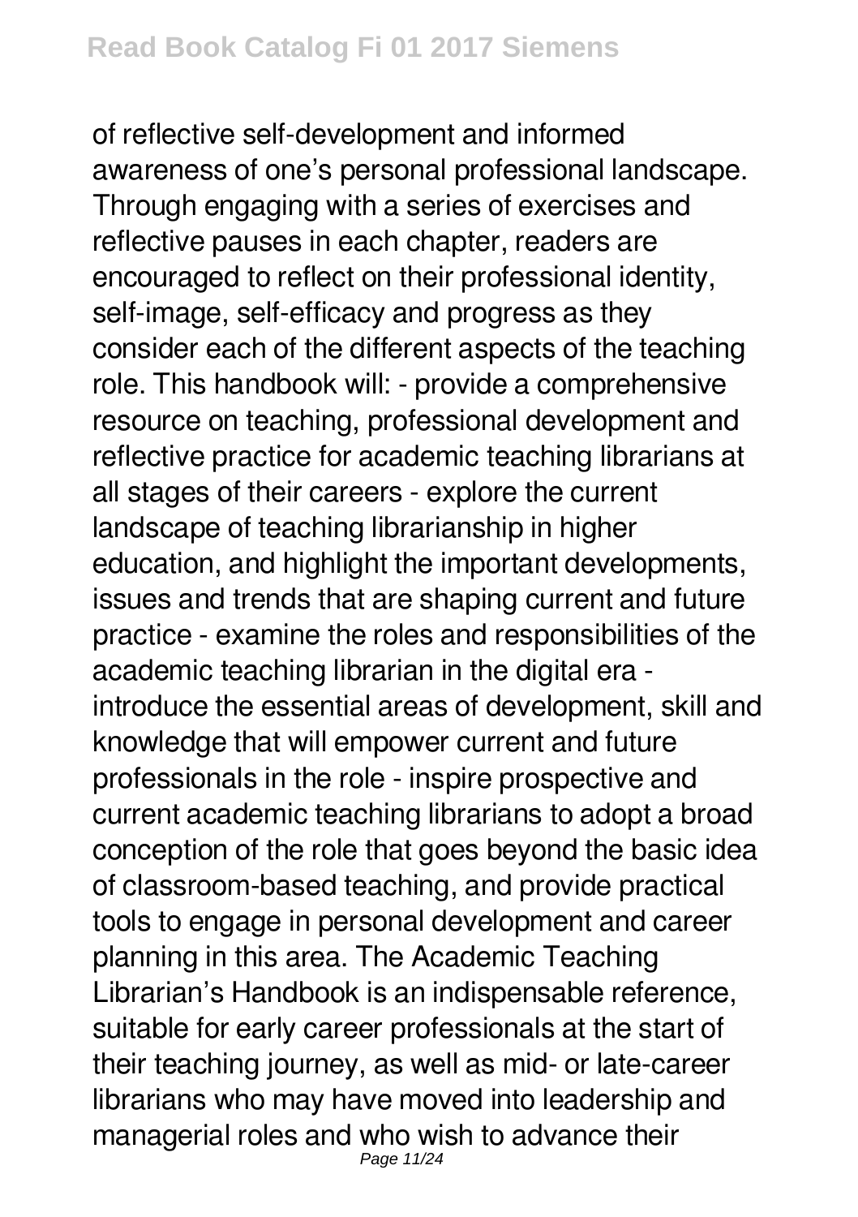of reflective self-development and informed awareness of one's personal professional landscape. Through engaging with a series of exercises and reflective pauses in each chapter, readers are encouraged to reflect on their professional identity, self-image, self-efficacy and progress as they consider each of the different aspects of the teaching role. This handbook will: - provide a comprehensive resource on teaching, professional development and reflective practice for academic teaching librarians at all stages of their careers - explore the current landscape of teaching librarianship in higher education, and highlight the important developments, issues and trends that are shaping current and future practice - examine the roles and responsibilities of the academic teaching librarian in the digital era - introduce the essential areas of development, skill and knowledge that will empower current and future professionals in the role - inspire prospective and current academic teaching librarians to adopt a broad conception of the role that goes beyond the basic idea of classroom-based teaching, and provide practical tools to engage in personal development and career planning in this area. The Academic Teaching Librarian's Handbook is an indispensable reference, suitable for early career professionals at the start of their teaching journey, as well as mid- or late-career librarians who may have moved into leadership and managerial roles and who wish to advance their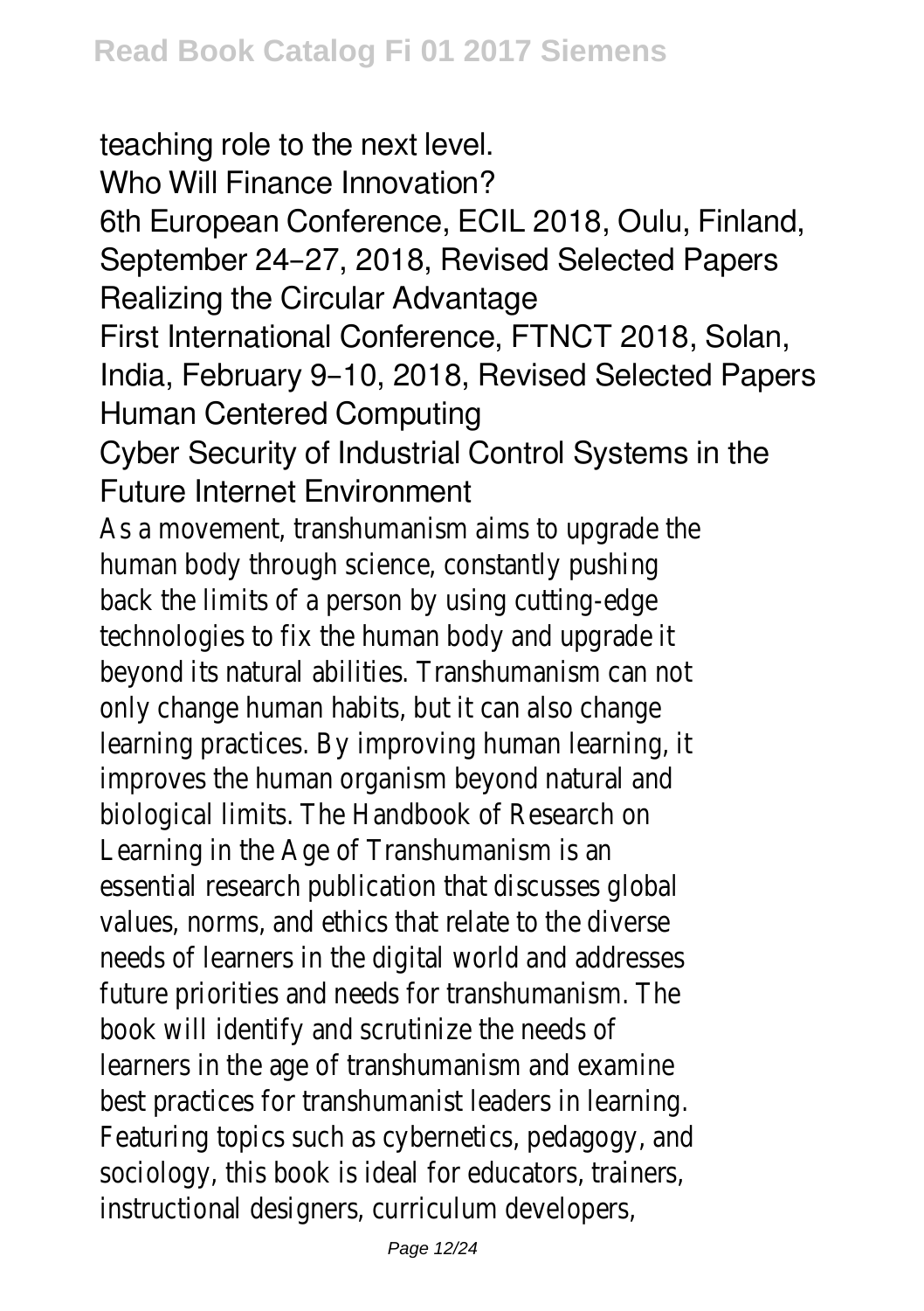teaching role to the next level.

Who Will Finance Innovation?

6th European Conference, ECIL 2018, Oulu, Finland, September 24–27, 2018, Revised Selected Papers

Realizing the Circular Advantage

First International Conference, FTNCT 2018, Solan, India, February 9–10, 2018, Revised Selected Papers

Human Centered Computing

Cyber Security of Industrial Control Systems in the Future Internet Environment

As a movement, transhumanism aims to upgrade the human body through science, constantly pushing back the limits of a person by using cutting-edge technologies to fix the human body and upgrade it beyond its natural abilities. Transhumanism can not only change human habits, but it can also change learning practices. By improving human learning, it improves the human organism beyond natural and biological limits. The Handbook of Research on Learning in the Age of Transhumanism is an essential research publication that discusses global values, norms, and ethics that relate to the diverse needs of learners in the digital world and addresses future priorities and needs for transhumanism. The book will identify and scrutinize the needs of learners in the age of transhumanism and examine best practices for transhumanist leaders in learning. Featuring topics such as cybernetics, pedagogy, and sociology, this book is ideal for educators, trainers, instructional designers, curriculum developers,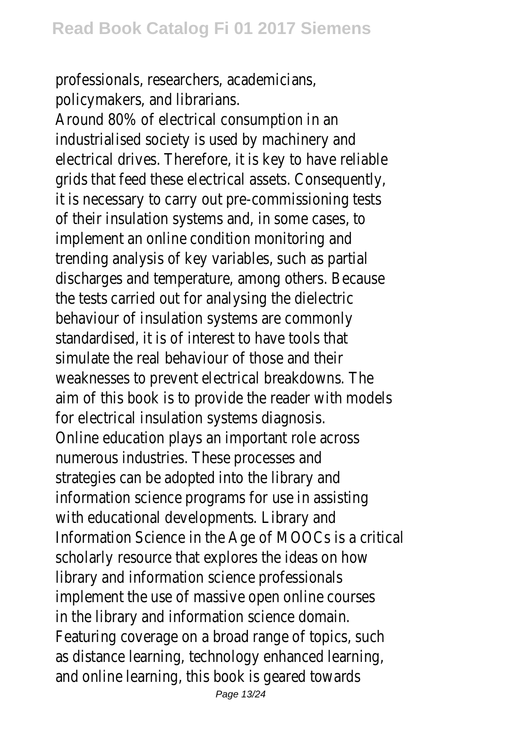professionals, researchers, academicians, policymakers, and librarians.

Around 80% of electrical consumption in an industrialised society is used by machinery and electrical drives. Therefore, it is key to have reliable grids that feed these electrical assets. Consequently, it is necessary to carry out pre-commissioning tests of their insulation systems and, in some cases, to implement an online condition monitoring and trending analysis of key variables, such as partial discharges and temperature, among others. Because the tests carried out for analysing the dielectric behaviour of insulation systems are commonly standardised, it is of interest to have tools that simulate the real behaviour of those and their weaknesses to prevent electrical breakdowns. The aim of this book is to provide the reader with models for electrical insulation systems diagnosis.

Online education plays an important role across numerous industries. These processes and strategies can be adopted into the library and information science programs for use in assisting with educational developments. Library and Information Science in the Age of MOOCs is a critical scholarly resource that explores the ideas on how library and information science professionals implement the use of massive open online courses in the library and information science domain. Featuring coverage on a broad range of topics, such as distance learning, technology enhanced learning, and online learning, this book is geared towards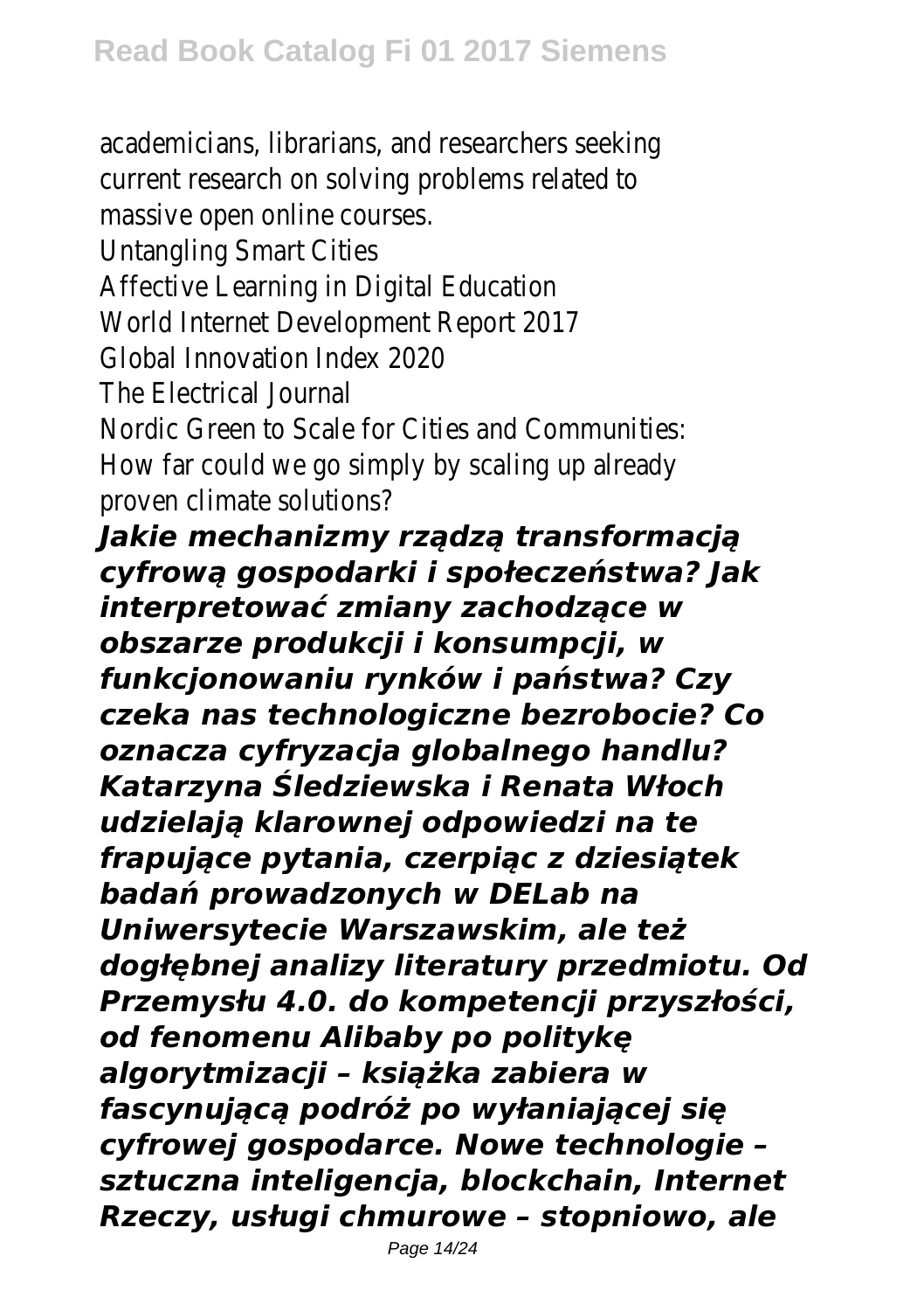academicians, librarians, and researchers seeking current research on solving problems related to massive open online courses.

Untangling Smart Cities

Affective Learning in Digital Education

World Internet Development Report 2017

Global Innovation Index 2020

The Electrical Journal

Nordic Green to Scale for Cities and Communities: How far could we go simply by scaling up already proven climate solutions?

***Jakie mechanizmy rządzą transformacją cyfrową gospodarki i społeczeństwa? Jak interpretować zmiany zachodzące w obszarze produkcji i konsumpcji, w funkcjonowaniu rynków i państwa? Czy czeka nas technologiczne bezrobocie? Co oznacza cyfryzacja globalnego handlu? Katarzyna Śledziewska i Renata Włoch udzielają klarownej odpowiedzi na te frapujące pytania, czerpiąc z dziesiątek badań prowadzonych w DELab na Uniwersytecie Warszawskim, ale też dogłębnej analizy literatury przedmiotu. Od Przemysłu 4.0. do kompetencji przyszłości, od fenomenu Alibaby po politykę algorytmizacji – książka zabiera w fascynującą podróż po wyłaniającej się cyfrowej gospodarce. Nowe technologie – sztuczna inteligencja, blockchain, Internet Rzeczy, usługi chmurowe – stopniowo, ale***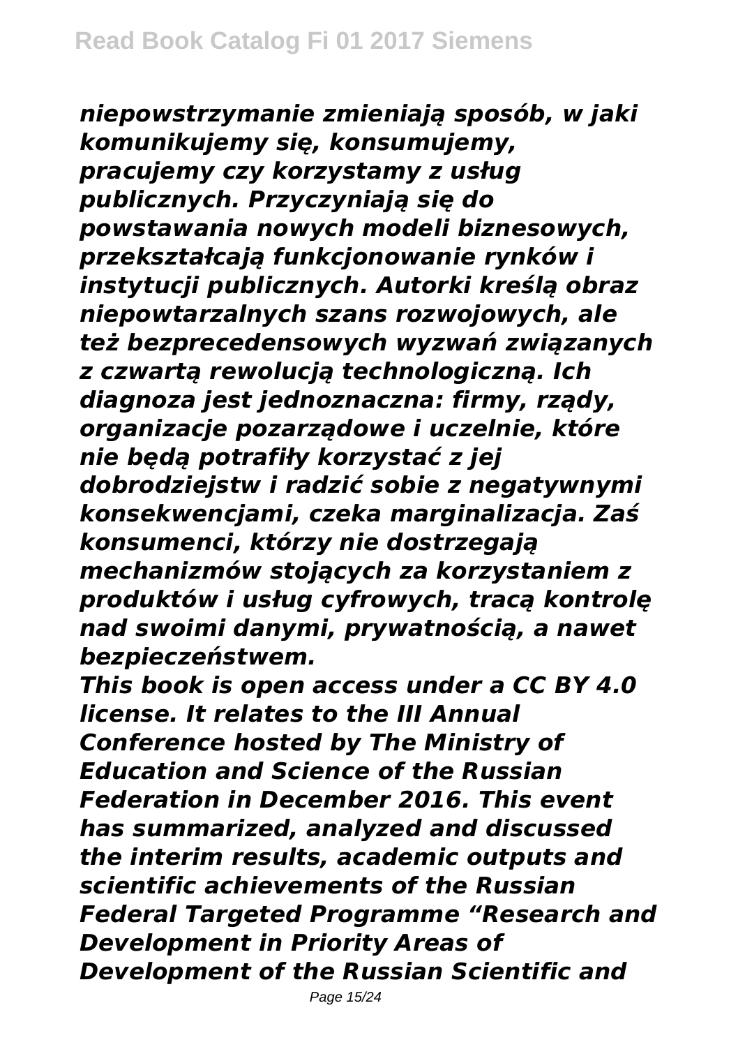*niepowstrzymanie zmieniają sposób, w jaki komunikujemy się, konsumujemy, pracujemy czy korzystamy z usług publicznych. Przyczyniają się do powstawania nowych modeli biznesowych, przekształcają funkcjonowanie rynków i instytucji publicznych. Autorki kreślą obraz niepowtarzalnych szans rozwojowych, ale też bezprecedensowych wyzwań związanych z czwartą rewolucją technologiczną. Ich diagnoza jest jednoznaczna: firmy, rządy, organizacje pozarządowe i uczelnie, które nie będą potrafiły korzystać z jej dobrodziejstw i radzić sobie z negatywnymi konsekwencjami, czeka marginalizacja. Zaś konsumenci, którzy nie dostrzegają mechanizmów stojących za korzystaniem z produktów i usług cyfrowych, tracą kontrolę nad swoimi danymi, prywatnością, a nawet bezpieczeństwem.*

*This book is open access under a CC BY 4.0 license. It relates to the III Annual Conference hosted by The Ministry of Education and Science of the Russian Federation in December 2016. This event has summarized, analyzed and discussed the interim results, academic outputs and scientific achievements of the Russian Federal Targeted Programme "Research and Development in Priority Areas of Development of the Russian Scientific and*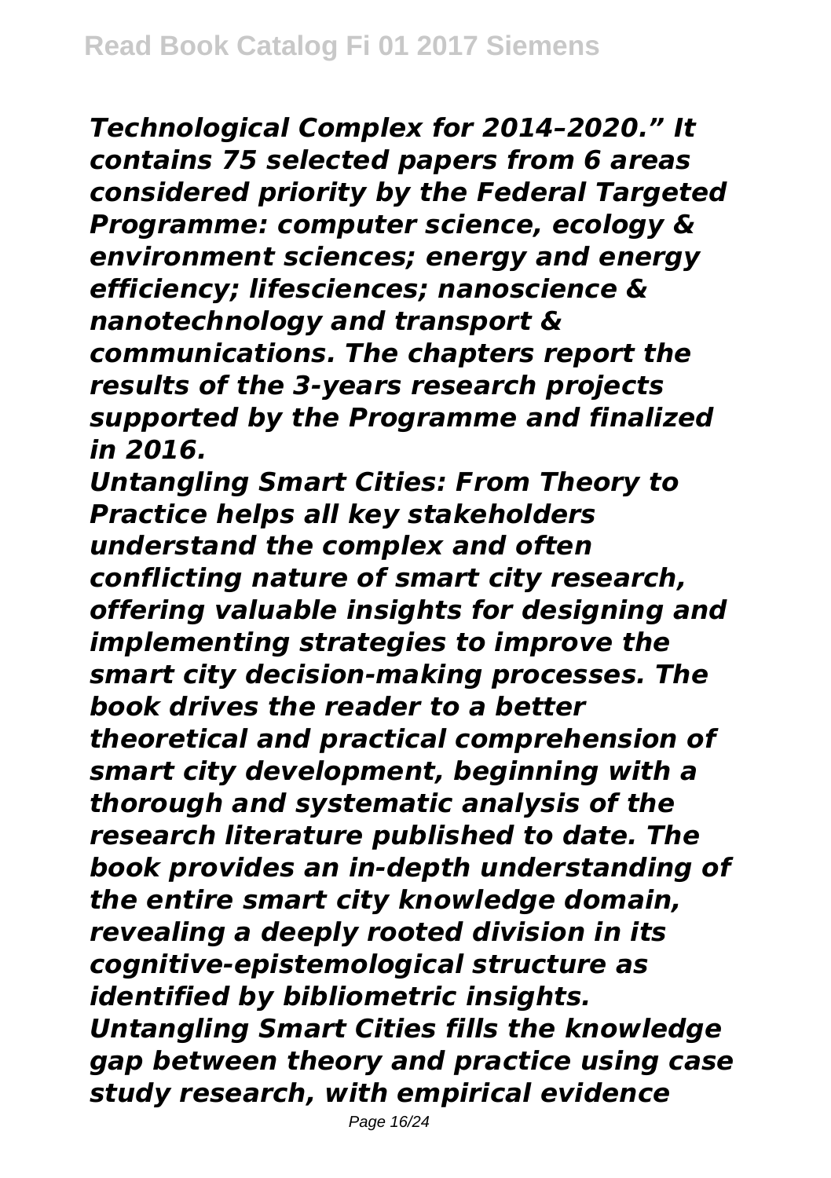*Technological Complex for 2014–2020." It contains 75 selected papers from 6 areas considered priority by the Federal Targeted Programme: computer science, ecology & environment sciences; energy and energy efficiency; lifesciences; nanoscience & nanotechnology and transport & communications. The chapters report the results of the 3-years research projects supported by the Programme and finalized in 2016.*

*Untangling Smart Cities: From Theory to Practice helps all key stakeholders understand the complex and often conflicting nature of smart city research, offering valuable insights for designing and implementing strategies to improve the smart city decision-making processes. The book drives the reader to a better theoretical and practical comprehension of smart city development, beginning with a thorough and systematic analysis of the research literature published to date. The book provides an in-depth understanding of the entire smart city knowledge domain, revealing a deeply rooted division in its cognitive-epistemological structure as identified by bibliometric insights. Untangling Smart Cities fills the knowledge gap between theory and practice using case study research, with empirical evidence*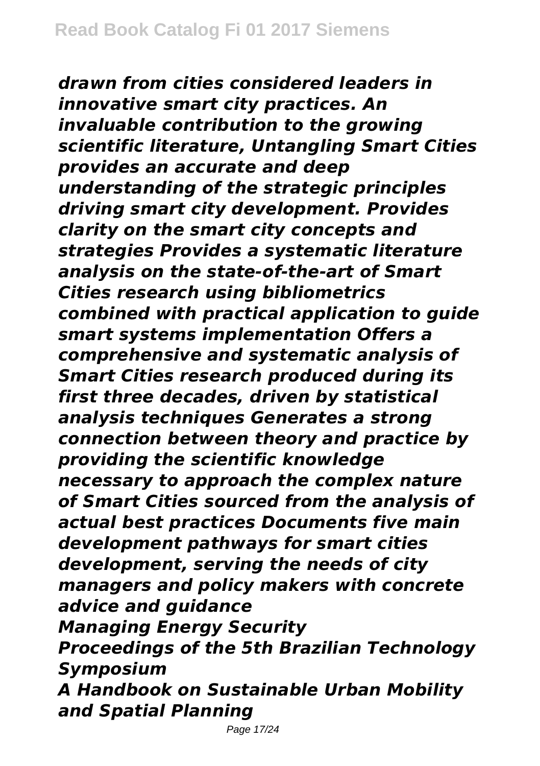*drawn from cities considered leaders in innovative smart city practices. An invaluable contribution to the growing scientific literature, Untangling Smart Cities provides an accurate and deep understanding of the strategic principles driving smart city development. Provides clarity on the smart city concepts and strategies Provides a systematic literature analysis on the state-of-the-art of Smart Cities research using bibliometrics combined with practical application to guide smart systems implementation Offers a comprehensive and systematic analysis of Smart Cities research produced during its first three decades, driven by statistical analysis techniques Generates a strong connection between theory and practice by providing the scientific knowledge necessary to approach the complex nature of Smart Cities sourced from the analysis of actual best practices Documents five main development pathways for smart cities development, serving the needs of city managers and policy makers with concrete advice and guidance*

***Managing Energy Security***

***Proceedings of the 5th Brazilian Technology Symposium***

***A Handbook on Sustainable Urban Mobility and Spatial Planning***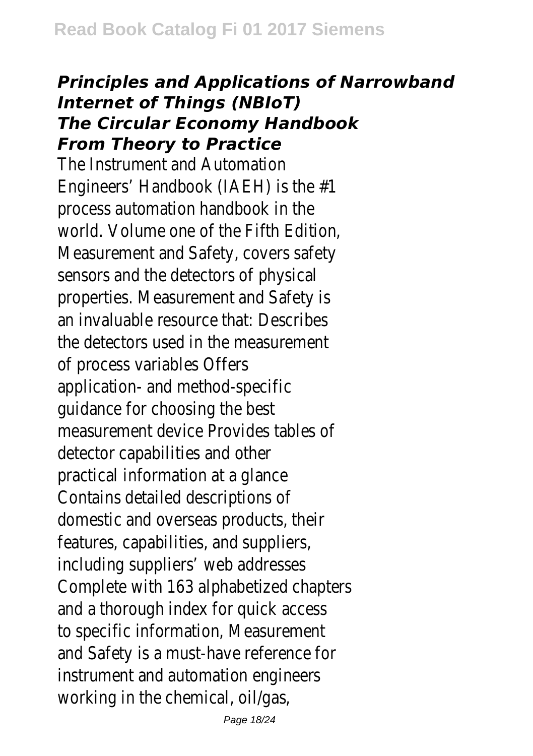***Principles and Applications of Narrowband Internet of Things (NBIoT)***
***The Circular Economy Handbook***
***From Theory to Practice***

The Instrument and Automation Engineers' Handbook (IAEH) is the #1 process automation handbook in the world. Volume one of the Fifth Edition, Measurement and Safety, covers safety sensors and the detectors of physical properties. Measurement and Safety is an invaluable resource that: Describes the detectors used in the measurement of process variables Offers application- and method-specific guidance for choosing the best measurement device Provides tables of detector capabilities and other practical information at a glance Contains detailed descriptions of domestic and overseas products, their features, capabilities, and suppliers, including suppliers' web addresses Complete with 163 alphabetized chapters and a thorough index for quick access to specific information, Measurement and Safety is a must-have reference for instrument and automation engineers working in the chemical, oil/gas,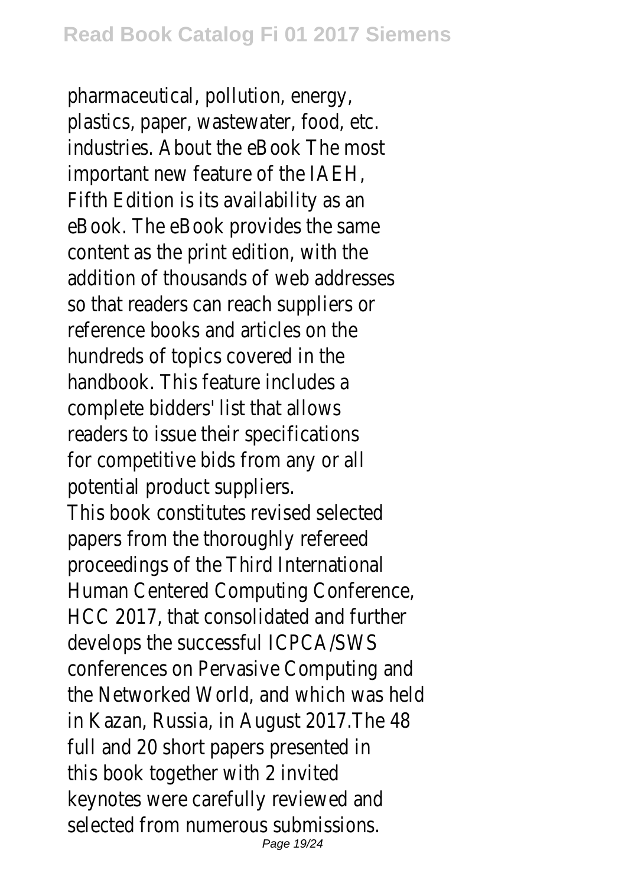pharmaceutical, pollution, energy, plastics, paper, wastewater, food, etc. industries. About the eBook The most important new feature of the IAEH, Fifth Edition is its availability as an eBook. The eBook provides the same content as the print edition, with the addition of thousands of web addresses so that readers can reach suppliers or reference books and articles on the hundreds of topics covered in the handbook. This feature includes a complete bidders' list that allows readers to issue their specifications for competitive bids from any or all potential product suppliers.

This book constitutes revised selected papers from the thoroughly refereed proceedings of the Third International Human Centered Computing Conference, HCC 2017, that consolidated and further develops the successful ICPCA/SWS conferences on Pervasive Computing and the Networked World, and which was held in Kazan, Russia, in August 2017.The 48 full and 20 short papers presented in this book together with 2 invited keynotes were carefully reviewed and selected from numerous submissions.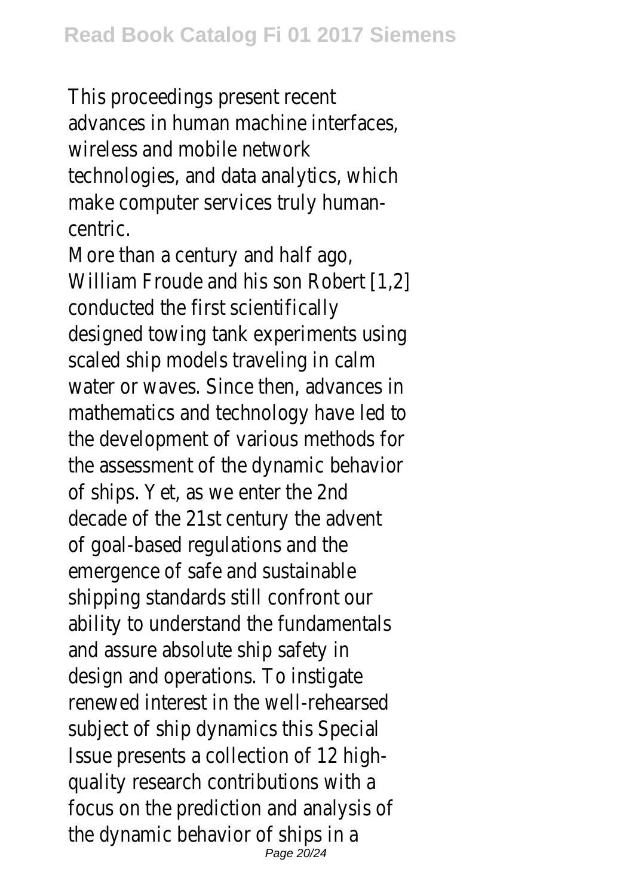This proceedings present recent advances in human machine interfaces, wireless and mobile network technologies, and data analytics, which make computer services truly human-centric.

More than a century and half ago, William Froude and his son Robert [1,2] conducted the first scientifically designed towing tank experiments using scaled ship models traveling in calm water or waves. Since then, advances in mathematics and technology have led to the development of various methods for the assessment of the dynamic behavior of ships. Yet, as we enter the 2nd decade of the 21st century the advent of goal-based regulations and the emergence of safe and sustainable shipping standards still confront our ability to understand the fundamentals and assure absolute ship safety in design and operations. To instigate renewed interest in the well-rehearsed subject of ship dynamics this Special Issue presents a collection of 12 high-quality research contributions with a focus on the prediction and analysis of the dynamic behavior of ships in a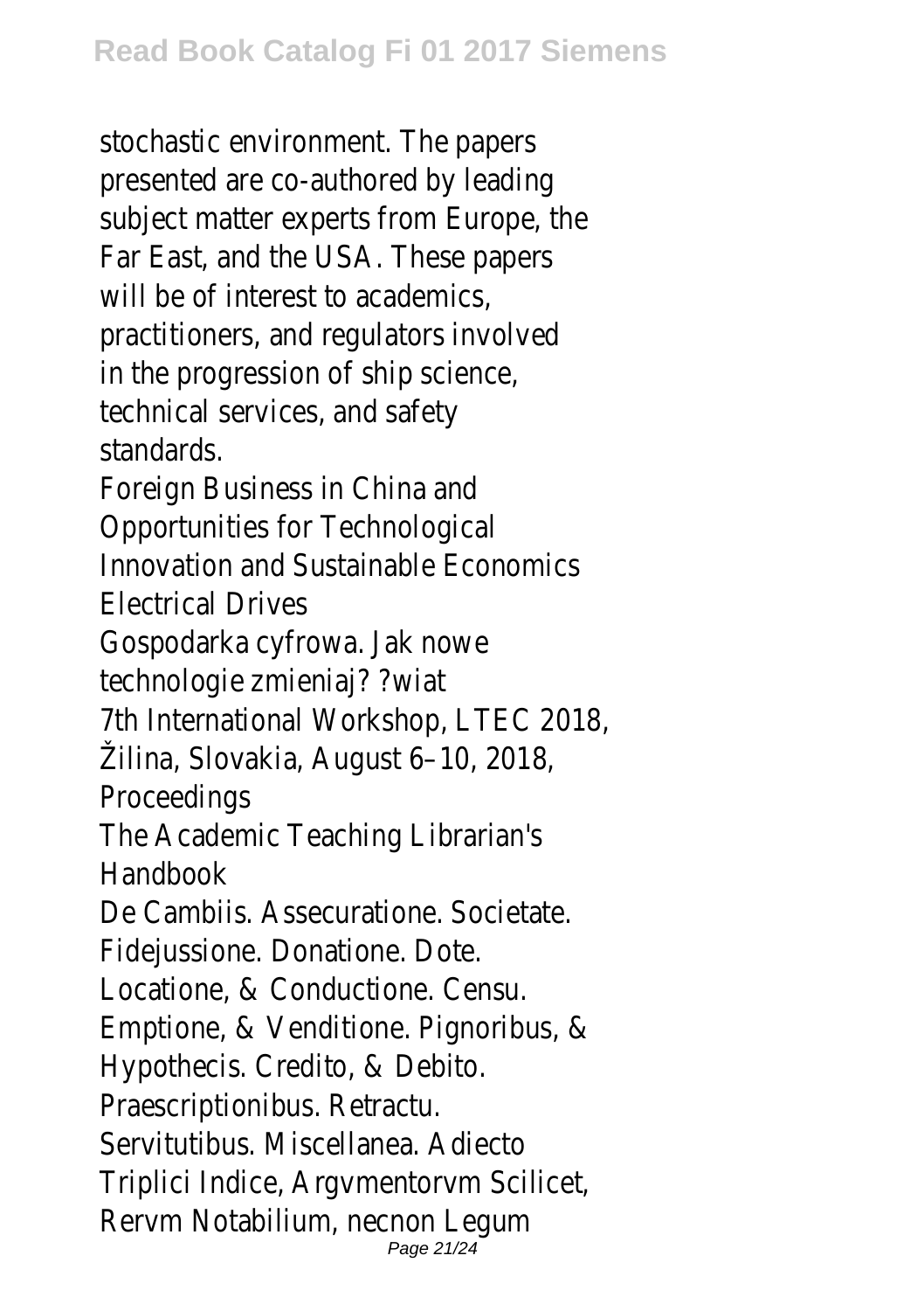stochastic environment. The papers presented are co-authored by leading subject matter experts from Europe, the Far East, and the USA. These papers will be of interest to academics, practitioners, and regulators involved in the progression of ship science, technical services, and safety standards.

Foreign Business in China and Opportunities for Technological Innovation and Sustainable Economics

Electrical Drives

Gospodarka cyfrowa. Jak nowe technologie zmieniaj? ?wiat

7th International Workshop, LTEC 2018, Žilina, Slovakia, August 6–10, 2018, Proceedings

The Academic Teaching Librarian's Handbook

De Cambiis. Assecuratione. Societate. Fidejussione. Donatione. Dote. Locatione, & Conductione. Censu. Emptione, & Venditione. Pignoribus, & Hypothecis. Credito, & Debito. Praescriptionibus. Retractu. Servitutibus. Miscellanea. Adiecto Triplici Indice, Argvmentorvm Scilicet, Rervm Notabilium, necnon Legum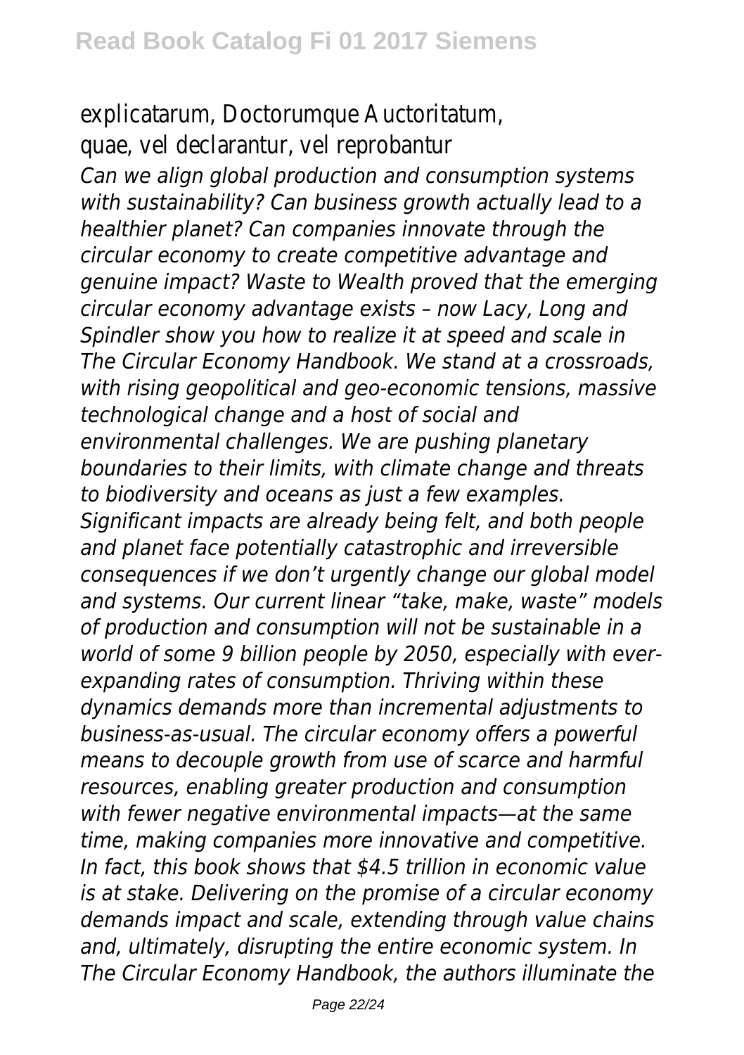explicatarum, Doctorumque Auctoritatum, quae, vel declarantur, vel reprobantur

*Can we align global production and consumption systems with sustainability? Can business growth actually lead to a healthier planet? Can companies innovate through the circular economy to create competitive advantage and genuine impact? Waste to Wealth proved that the emerging circular economy advantage exists – now Lacy, Long and Spindler show you how to realize it at speed and scale in The Circular Economy Handbook. We stand at a crossroads, with rising geopolitical and geo-economic tensions, massive technological change and a host of social and environmental challenges. We are pushing planetary boundaries to their limits, with climate change and threats to biodiversity and oceans as just a few examples. Significant impacts are already being felt, and both people and planet face potentially catastrophic and irreversible consequences if we don't urgently change our global model and systems. Our current linear "take, make, waste" models of production and consumption will not be sustainable in a world of some 9 billion people by 2050, especially with ever-expanding rates of consumption. Thriving within these dynamics demands more than incremental adjustments to business-as-usual. The circular economy offers a powerful means to decouple growth from use of scarce and harmful resources, enabling greater production and consumption with fewer negative environmental impacts—at the same time, making companies more innovative and competitive. In fact, this book shows that $4.5 trillion in economic value is at stake. Delivering on the promise of a circular economy demands impact and scale, extending through value chains and, ultimately, disrupting the entire economic system. In The Circular Economy Handbook, the authors illuminate the*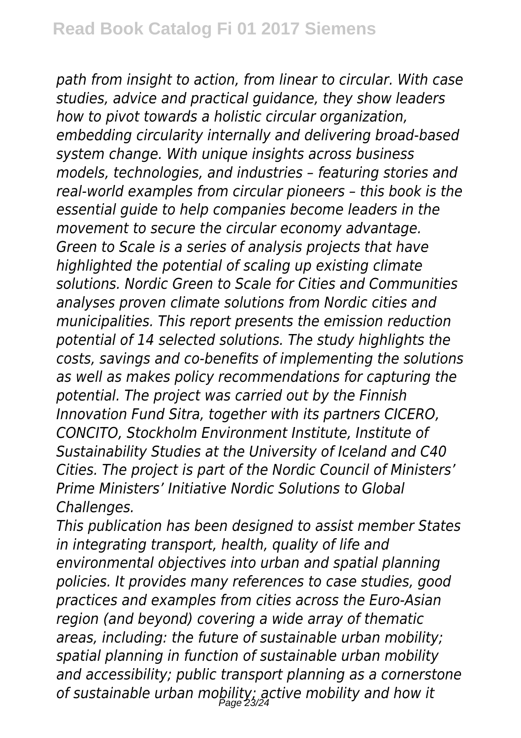*path from insight to action, from linear to circular. With case studies, advice and practical guidance, they show leaders how to pivot towards a holistic circular organization, embedding circularity internally and delivering broad-based system change. With unique insights across business models, technologies, and industries – featuring stories and real-world examples from circular pioneers – this book is the essential guide to help companies become leaders in the movement to secure the circular economy advantage.*
*Green to Scale is a series of analysis projects that have highlighted the potential of scaling up existing climate solutions. Nordic Green to Scale for Cities and Communities analyses proven climate solutions from Nordic cities and municipalities. This report presents the emission reduction potential of 14 selected solutions. The study highlights the costs, savings and co-benefits of implementing the solutions as well as makes policy recommendations for capturing the potential. The project was carried out by the Finnish Innovation Fund Sitra, together with its partners CICERO, CONCITO, Stockholm Environment Institute, Institute of Sustainability Studies at the University of Iceland and C40 Cities. The project is part of the Nordic Council of Ministers' Prime Ministers' Initiative Nordic Solutions to Global Challenges.*

*This publication has been designed to assist member States in integrating transport, health, quality of life and environmental objectives into urban and spatial planning policies. It provides many references to case studies, good practices and examples from cities across the Euro-Asian region (and beyond) covering a wide array of thematic areas, including: the future of sustainable urban mobility; spatial planning in function of sustainable urban mobility and accessibility; public transport planning as a cornerstone of sustainable urban mobility; active mobility and how it*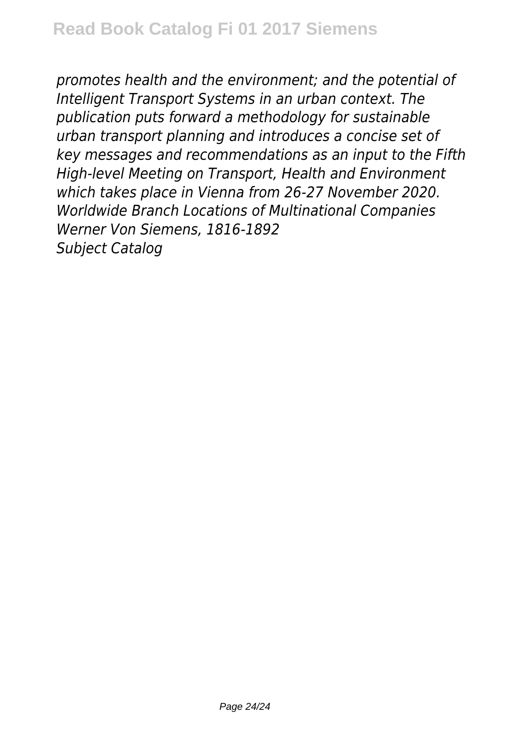*promotes health and the environment; and the potential of Intelligent Transport Systems in an urban context. The publication puts forward a methodology for sustainable urban transport planning and introduces a concise set of key messages and recommendations as an input to the Fifth High-level Meeting on Transport, Health and Environment which takes place in Vienna from 26-27 November 2020.*

*Worldwide Branch Locations of Multinational Companies*

*Werner Von Siemens, 1816-1892*

*Subject Catalog*